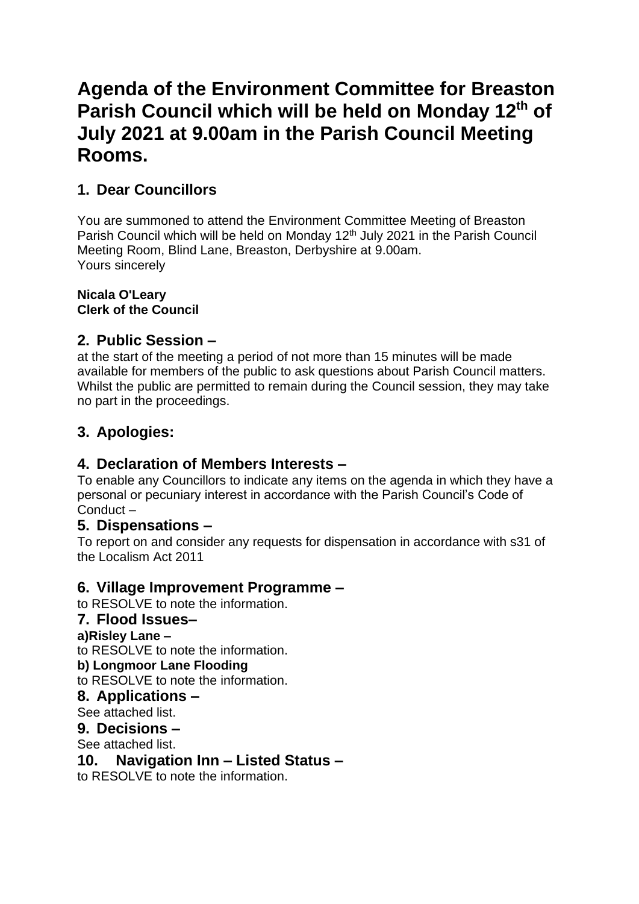# Agenda of the Environment Committee for Breaston Parish Council which will be held on Monday 12th of July 2021 at 9.00am in the Parish Council Meeting Rooms.

## 1. Dear Councillors

You are summoned to attend the Environment Committee Meeting of Breaston Parish Council which will be held on Monday 12th July 2021 in the Parish Council Meeting Room, Blind Lane, Breaston, Derbyshire at 9.00am.
Yours sincerely

**Nicala O'Leary**
**Clerk of the Council**

## 2. Public Session –

at the start of the meeting a period of not more than 15 minutes will be made available for members of the public to ask questions about Parish Council matters. Whilst the public are permitted to remain during the Council session, they may take no part in the proceedings.

## 3. Apologies:

## 4. Declaration of Members Interests –

To enable any Councillors to indicate any items on the agenda in which they have a personal or pecuniary interest in accordance with the Parish Council's Code of Conduct –

## 5. Dispensations –

To report on and consider any requests for dispensation in accordance with s31 of the Localism Act 2011

## 6. Village Improvement Programme –

to RESOLVE to note the information.

## 7. Flood Issues–

**a)Risley Lane –**

to RESOLVE to note the information.

**b) Longmoor Lane Flooding**

to RESOLVE to note the information.

## 8. Applications –

See attached list.

## 9. Decisions –

See attached list.

## 10. Navigation Inn – Listed Status –

to RESOLVE to note the information.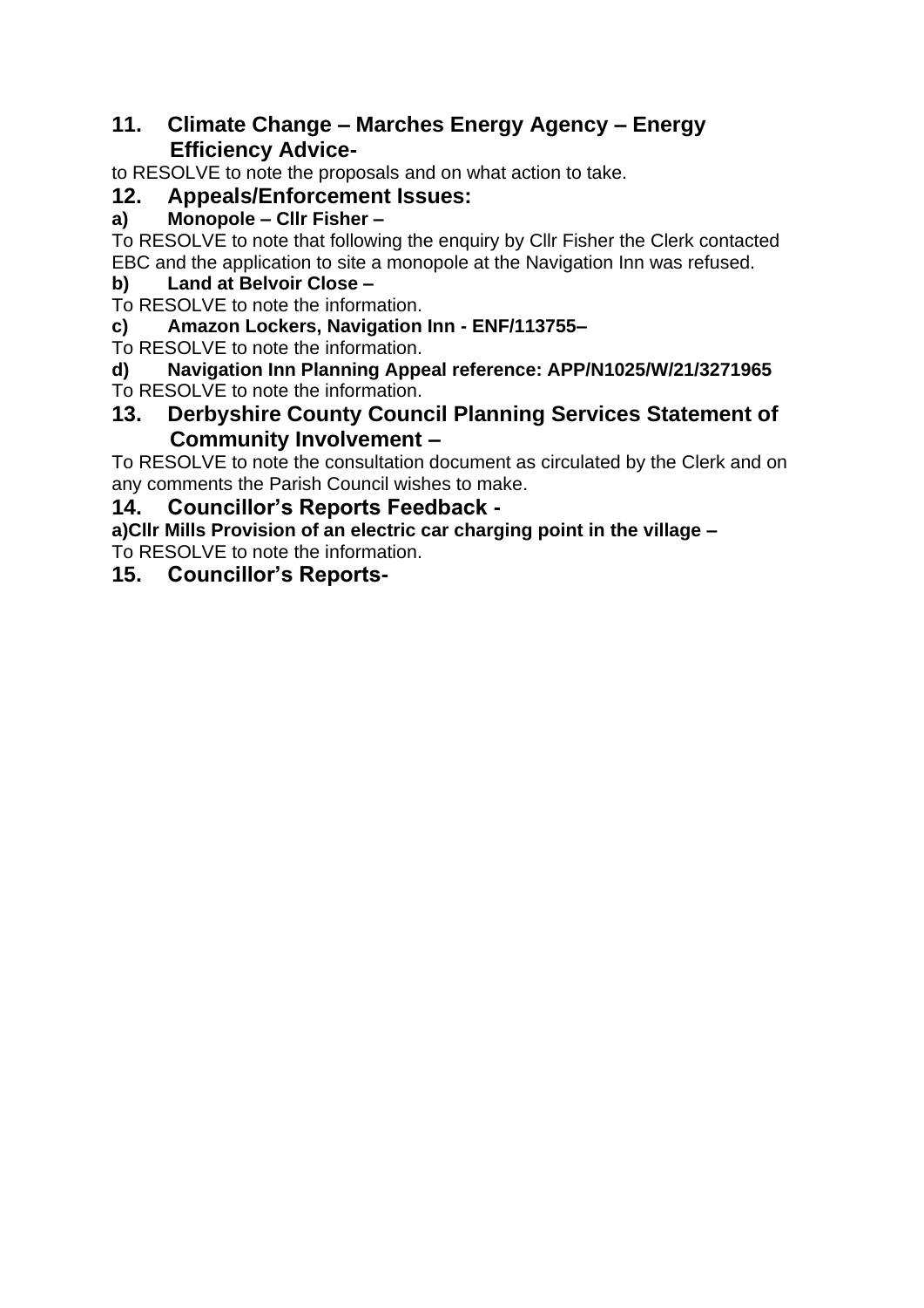## 11. Climate Change – Marches Energy Agency – Energy Efficiency Advice-

to RESOLVE to note the proposals and on what action to take.

## 12. Appeals/Enforcement Issues:

**a) Monopole – Cllr Fisher –**

To RESOLVE to note that following the enquiry by Cllr Fisher the Clerk contacted EBC and the application to site a monopole at the Navigation Inn was refused.

**b) Land at Belvoir Close –**

To RESOLVE to note the information.

**c) Amazon Lockers, Navigation Inn - ENF/113755–**

To RESOLVE to note the information.

**d) Navigation Inn Planning Appeal reference: APP/N1025/W/21/3271965**

To RESOLVE to note the information.

## 13. Derbyshire County Council Planning Services Statement of Community Involvement –

To RESOLVE to note the consultation document as circulated by the Clerk and on any comments the Parish Council wishes to make.

## 14. Councillor's Reports Feedback -

**a)Cllr Mills Provision of an electric car charging point in the village –**

To RESOLVE to note the information.

## 15. Councillor's Reports-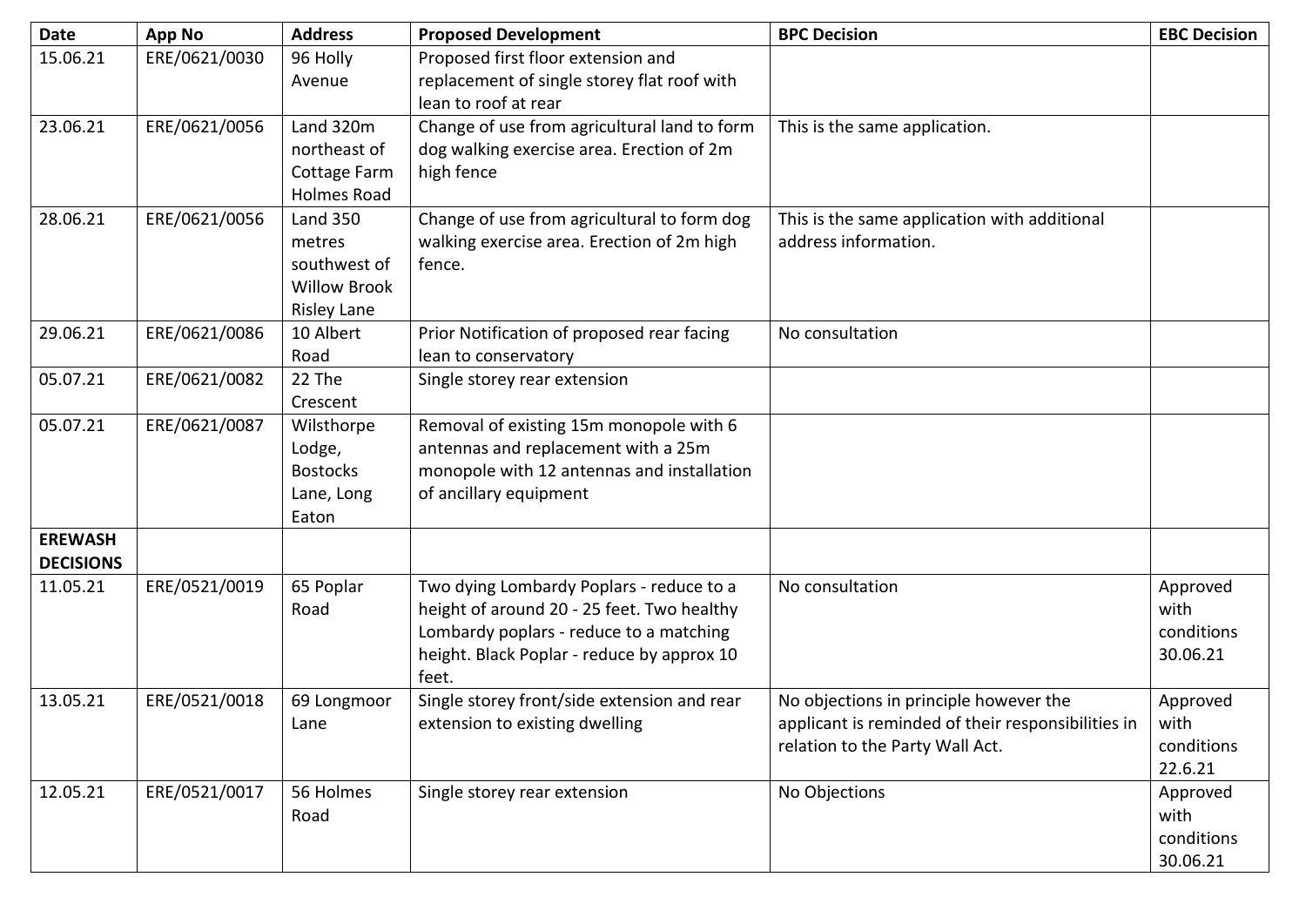| Date | App No | Address | Proposed Development | BPC Decision | EBC Decision |
|---|---|---|---|---|---|
| 15.06.21 | ERE/0621/0030 | 96 Holly Avenue | Proposed first floor extension and replacement of single storey flat roof with lean to roof at rear | | |
| 23.06.21 | ERE/0621/0056 | Land 320m northeast of Cottage Farm Holmes Road | Change of use from agricultural land to form dog walking exercise area. Erection of 2m high fence | This is the same application. | |
| 28.06.21 | ERE/0621/0056 | Land 350 metres southwest of Willow Brook Risley Lane | Change of use from agricultural to form dog walking exercise area. Erection of 2m high fence. | This is the same application with additional address information. | |
| 29.06.21 | ERE/0621/0086 | 10 Albert Road | Prior Notification of proposed rear facing lean to conservatory | No consultation | |
| 05.07.21 | ERE/0621/0082 | 22 The Crescent | Single storey rear extension | | |
| 05.07.21 | ERE/0621/0087 | Wilsthorpe Lodge, Bostocks Lane, Long Eaton | Removal of existing 15m monopole with 6 antennas and replacement with a 25m monopole with 12 antennas and installation of ancillary equipment | | |
| **EREWASH DECISIONS** | | | | | |
| 11.05.21 | ERE/0521/0019 | 65 Poplar Road | Two dying Lombardy Poplars - reduce to a height of around 20 - 25 feet. Two healthy Lombardy poplars - reduce to a matching height. Black Poplar - reduce by approx 10 feet. | No consultation | Approved with conditions 30.06.21 |
| 13.05.21 | ERE/0521/0018 | 69 Longmoor Lane | Single storey front/side extension and rear extension to existing dwelling | No objections in principle however the applicant is reminded of their responsibilities in relation to the Party Wall Act. | Approved with conditions 22.6.21 |
| 12.05.21 | ERE/0521/0017 | 56 Holmes Road | Single storey rear extension | No Objections | Approved with conditions 30.06.21 |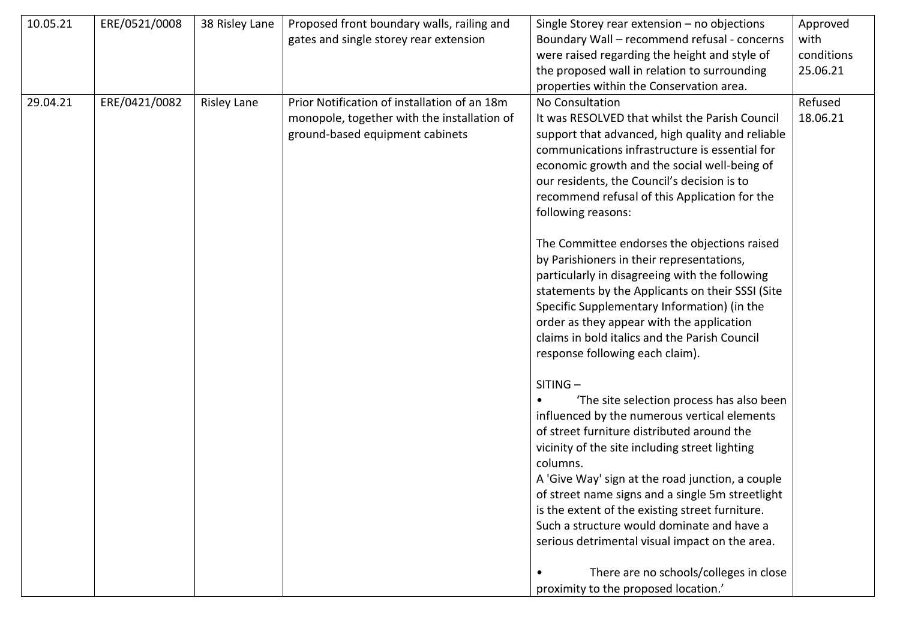| | | | | | |
|---|---|---|---|---|---|
| 10.05.21 | ERE/0521/0008 | 38 Risley Lane | Proposed front boundary walls, railing and gates and single storey rear extension | Single Storey rear extension – no objections<br>Boundary Wall – recommend refusal - concerns were raised regarding the height and style of the proposed wall in relation to surrounding properties within the Conservation area. | Approved with conditions 25.06.21 |
| 29.04.21 | ERE/0421/0082 | Risley Lane | Prior Notification of installation of an 18m monopole, together with the installation of ground-based equipment cabinets | No Consultation<br>It was RESOLVED that whilst the Parish Council support that advanced, high quality and reliable communications infrastructure is essential for economic growth and the social well-being of our residents, the Council's decision is to recommend refusal of this Application for the following reasons:<br><br>The Committee endorses the objections raised by Parishioners in their representations, particularly in disagreeing with the following statements by the Applicants on their SSSI (Site Specific Supplementary Information) (in the order as they appear with the application claims in bold italics and the Parish Council response following each claim).<br><br>SITING –<br>• 'The site selection process has also been influenced by the numerous vertical elements of street furniture distributed around the vicinity of the site including street lighting columns.<br>A 'Give Way' sign at the road junction, a couple of street name signs and a single 5m streetlight is the extent of the existing street furniture. Such a structure would dominate and have a serious detrimental visual impact on the area.<br><br>• There are no schools/colleges in close proximity to the proposed location.' | Refused 18.06.21 |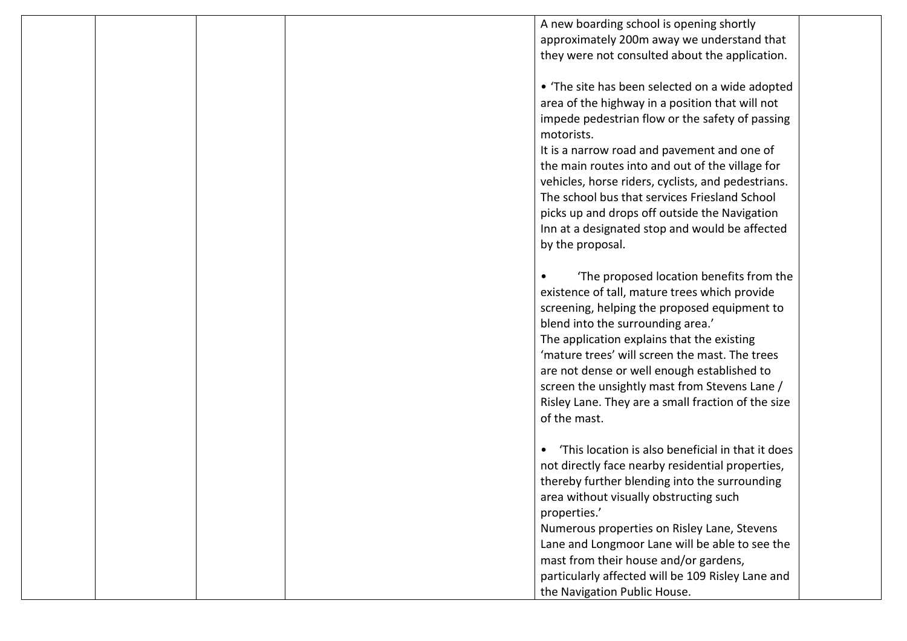| | | | | | |
|---|---|---|---|---|---|
| | | | | A new boarding school is opening shortly approximately 200m away we understand that they were not consulted about the application.<br><br>• 'The site has been selected on a wide adopted area of the highway in a position that will not impede pedestrian flow or the safety of passing motorists.<br>It is a narrow road and pavement and one of the main routes into and out of the village for vehicles, horse riders, cyclists, and pedestrians. The school bus that services Friesland School picks up and drops off outside the Navigation Inn at a designated stop and would be affected by the proposal.<br><br>• 'The proposed location benefits from the existence of tall, mature trees which provide screening, helping the proposed equipment to blend into the surrounding area.'<br>The application explains that the existing 'mature trees' will screen the mast. The trees are not dense or well enough established to screen the unsightly mast from Stevens Lane / Risley Lane. They are a small fraction of the size of the mast.<br><br>• 'This location is also beneficial in that it does not directly face nearby residential properties, thereby further blending into the surrounding area without visually obstructing such properties.'<br>Numerous properties on Risley Lane, Stevens Lane and Longmoor Lane will be able to see the mast from their house and/or gardens, particularly affected will be 109 Risley Lane and the Navigation Public House. | |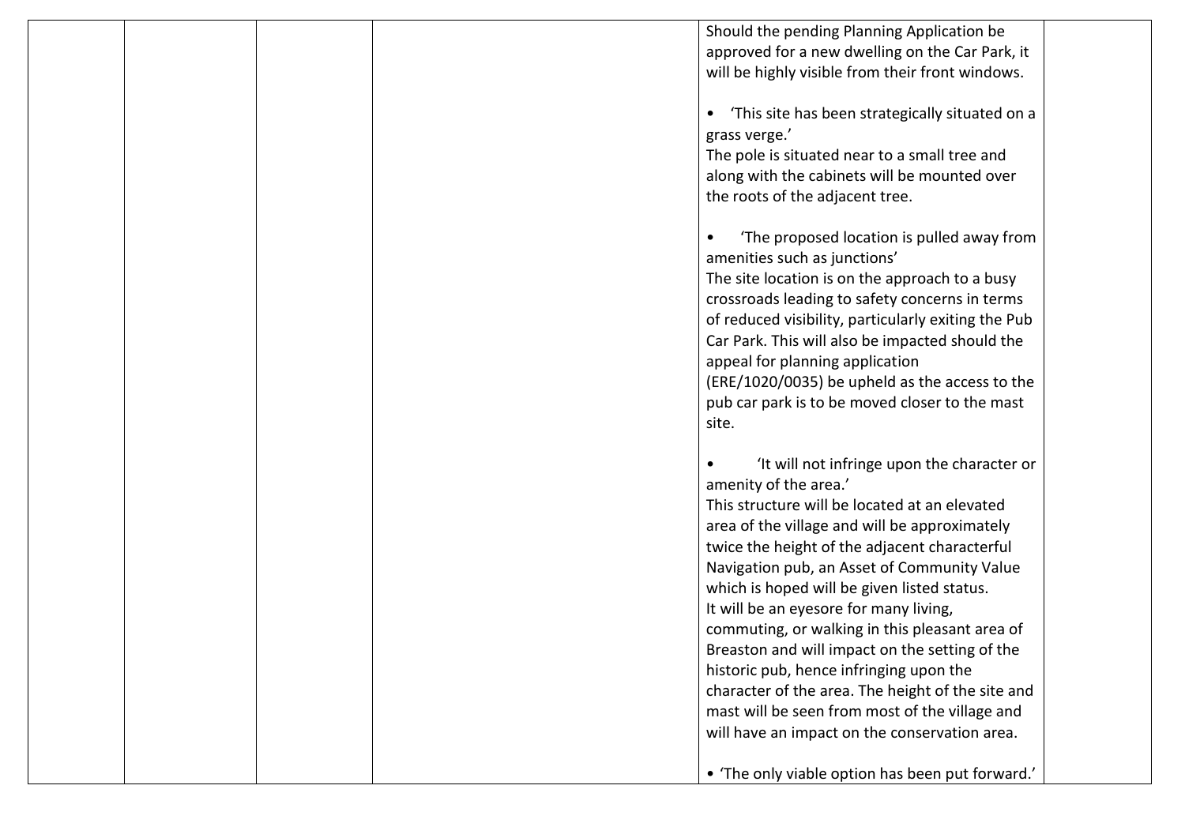| | | | | | |
|---|---|---|---|---|---|
| | | | | Should the pending Planning Application be approved for a new dwelling on the Car Park, it will be highly visible from their front windows.<br><br>• 'This site has been strategically situated on a grass verge.'<br>The pole is situated near to a small tree and along with the cabinets will be mounted over the roots of the adjacent tree.<br><br>• 'The proposed location is pulled away from amenities such as junctions'<br>The site location is on the approach to a busy crossroads leading to safety concerns in terms of reduced visibility, particularly exiting the Pub Car Park. This will also be impacted should the appeal for planning application (ERE/1020/0035) be upheld as the access to the pub car park is to be moved closer to the mast site.<br><br>• 'It will not infringe upon the character or amenity of the area.'<br>This structure will be located at an elevated area of the village and will be approximately twice the height of the adjacent characterful Navigation pub, an Asset of Community Value which is hoped will be given listed status.<br>It will be an eyesore for many living, commuting, or walking in this pleasant area of Breaston and will impact on the setting of the historic pub, hence infringing upon the character of the area. The height of the site and mast will be seen from most of the village and will have an impact on the conservation area.<br><br>• 'The only viable option has been put forward.' | |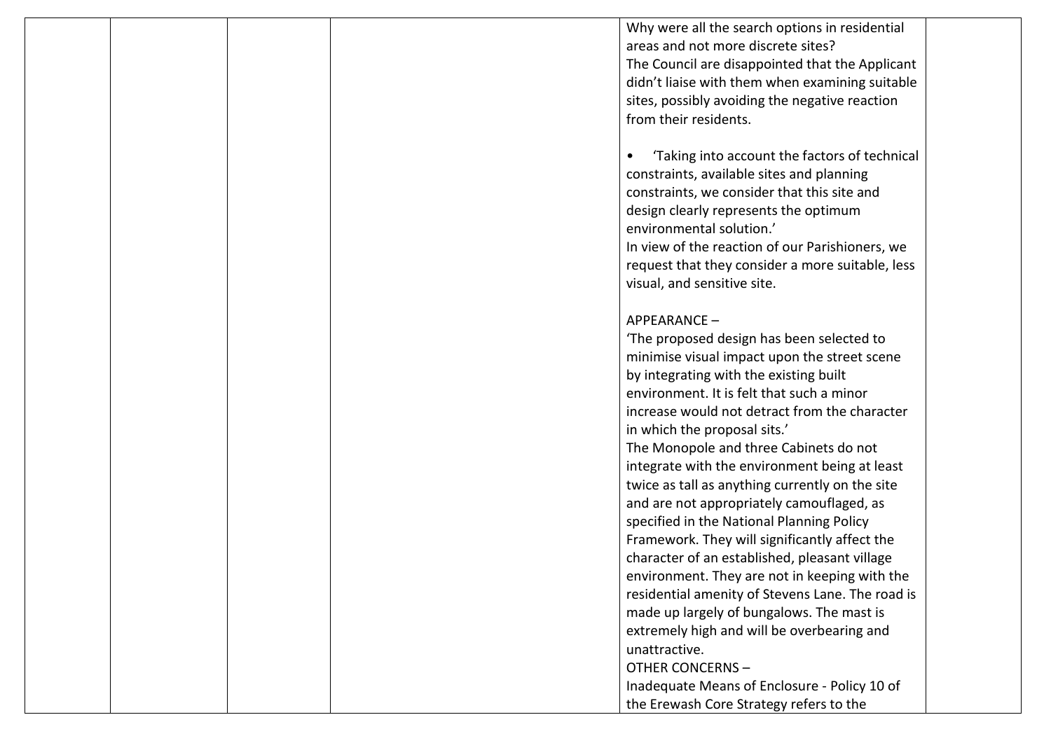| | | | | | |
|---|---|---|---|---|---|
| | | | | Why were all the search options in residential areas and not more discrete sites?<br>The Council are disappointed that the Applicant didn't liaise with them when examining suitable sites, possibly avoiding the negative reaction from their residents.<br><br>• 'Taking into account the factors of technical constraints, available sites and planning constraints, we consider that this site and design clearly represents the optimum environmental solution.'<br>In view of the reaction of our Parishioners, we request that they consider a more suitable, less visual, and sensitive site.<br><br>APPEARANCE –<br>'The proposed design has been selected to minimise visual impact upon the street scene by integrating with the existing built environment. It is felt that such a minor increase would not detract from the character in which the proposal sits.'<br>The Monopole and three Cabinets do not integrate with the environment being at least twice as tall as anything currently on the site and are not appropriately camouflaged, as specified in the National Planning Policy Framework. They will significantly affect the character of an established, pleasant village environment. They are not in keeping with the residential amenity of Stevens Lane. The road is made up largely of bungalows. The mast is extremely high and will be overbearing and unattractive.<br>OTHER CONCERNS –<br>Inadequate Means of Enclosure - Policy 10 of the Erewash Core Strategy refers to the | |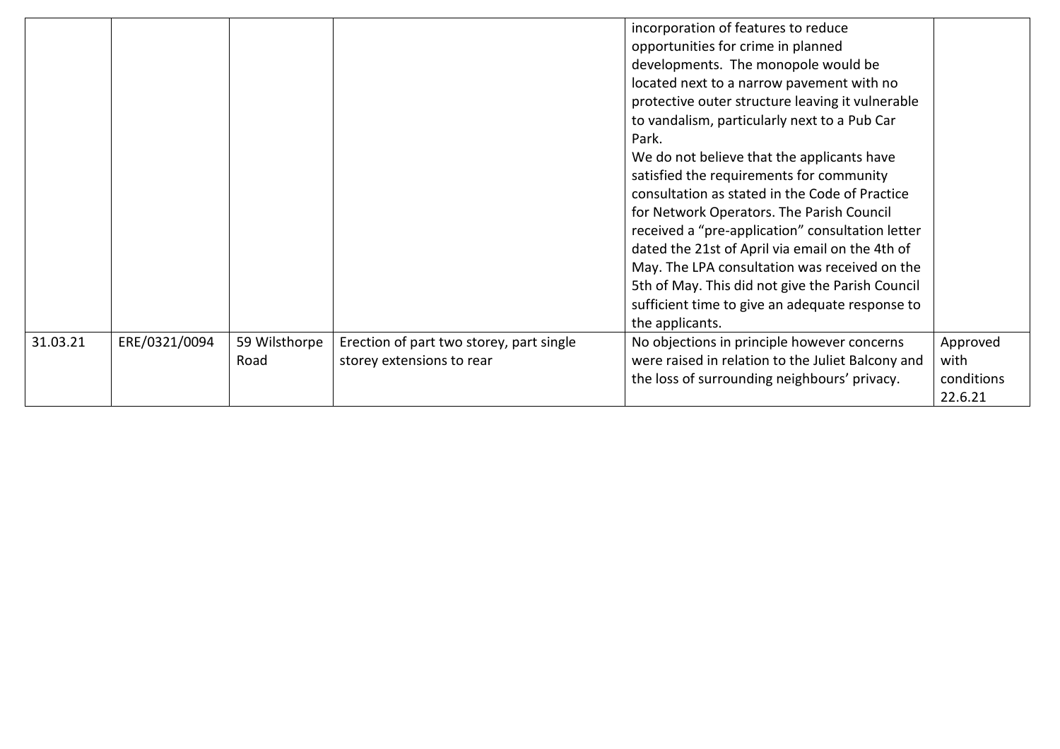| | | | | | |
|---|---|---|---|---|---|
| | | | | incorporation of features to reduce opportunities for crime in planned developments. The monopole would be located next to a narrow pavement with no protective outer structure leaving it vulnerable to vandalism, particularly next to a Pub Car Park.<br>We do not believe that the applicants have satisfied the requirements for community consultation as stated in the Code of Practice for Network Operators. The Parish Council received a "pre-application" consultation letter dated the 21st of April via email on the 4th of May. The LPA consultation was received on the 5th of May. This did not give the Parish Council sufficient time to give an adequate response to the applicants. | |
| 31.03.21 | ERE/0321/0094 | 59 Wilsthorpe Road | Erection of part two storey, part single storey extensions to rear | No objections in principle however concerns were raised in relation to the Juliet Balcony and the loss of surrounding neighbours' privacy. | Approved with conditions 22.6.21 |